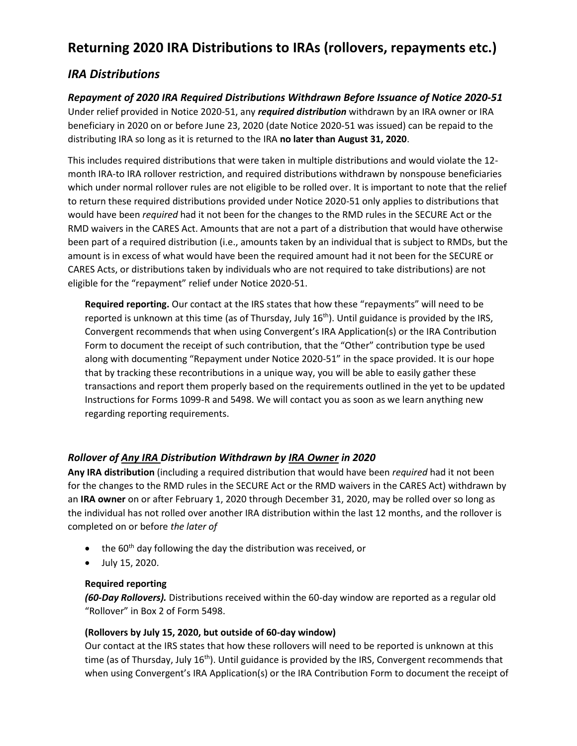# Returning 2020 IRA Distributions to IRAs (rollovers, repayments etc.)

## *IRA Distributions*

### *Repayment of 2020 IRA Required Distributions Withdrawn Before Issuance of Notice 2020-51*

Under relief provided in Notice 2020-51, any ***required distribution*** withdrawn by an IRA owner or IRA beneficiary in 2020 on or before June 23, 2020 (date Notice 2020-51 was issued) can be repaid to the distributing IRA so long as it is returned to the IRA **no later than August 31, 2020**.

This includes required distributions that were taken in multiple distributions and would violate the 12-month IRA-to IRA rollover restriction, and required distributions withdrawn by nonspouse beneficiaries which under normal rollover rules are not eligible to be rolled over. It is important to note that the relief to return these required distributions provided under Notice 2020-51 only applies to distributions that would have been *required* had it not been for the changes to the RMD rules in the SECURE Act or the RMD waivers in the CARES Act. Amounts that are not a part of a distribution that would have otherwise been part of a required distribution (i.e., amounts taken by an individual that is subject to RMDs, but the amount is in excess of what would have been the required amount had it not been for the SECURE or CARES Acts, or distributions taken by individuals who are not required to take distributions) are not eligible for the "repayment" relief under Notice 2020-51.

**Required reporting.** Our contact at the IRS states that how these "repayments" will need to be reported is unknown at this time (as of Thursday, July 16th). Until guidance is provided by the IRS, Convergent recommends that when using Convergent's IRA Application(s) or the IRA Contribution Form to document the receipt of such contribution, that the "Other" contribution type be used along with documenting "Repayment under Notice 2020-51" in the space provided. It is our hope that by tracking these recontributions in a unique way, you will be able to easily gather these transactions and report them properly based on the requirements outlined in the yet to be updated Instructions for Forms 1099-R and 5498. We will contact you as soon as we learn anything new regarding reporting requirements.

### *Rollover of <u>Any IRA</u> Distribution Withdrawn by <u>IRA Owner</u> in 2020*

**Any IRA distribution** (including a required distribution that would have been *required* had it not been for the changes to the RMD rules in the SECURE Act or the RMD waivers in the CARES Act) withdrawn by an **IRA owner** on or after February 1, 2020 through December 31, 2020, may be rolled over so long as the individual has not rolled over another IRA distribution within the last 12 months, and the rollover is completed on or before *the later of*

- the 60th day following the day the distribution was received, or
- July 15, 2020.

**Required reporting**

***(60-Day Rollovers).*** Distributions received within the 60-day window are reported as a regular old "Rollover" in Box 2 of Form 5498.

**(Rollovers by July 15, 2020, but outside of 60-day window)**

Our contact at the IRS states that how these rollovers will need to be reported is unknown at this time (as of Thursday, July 16th). Until guidance is provided by the IRS, Convergent recommends that when using Convergent's IRA Application(s) or the IRA Contribution Form to document the receipt of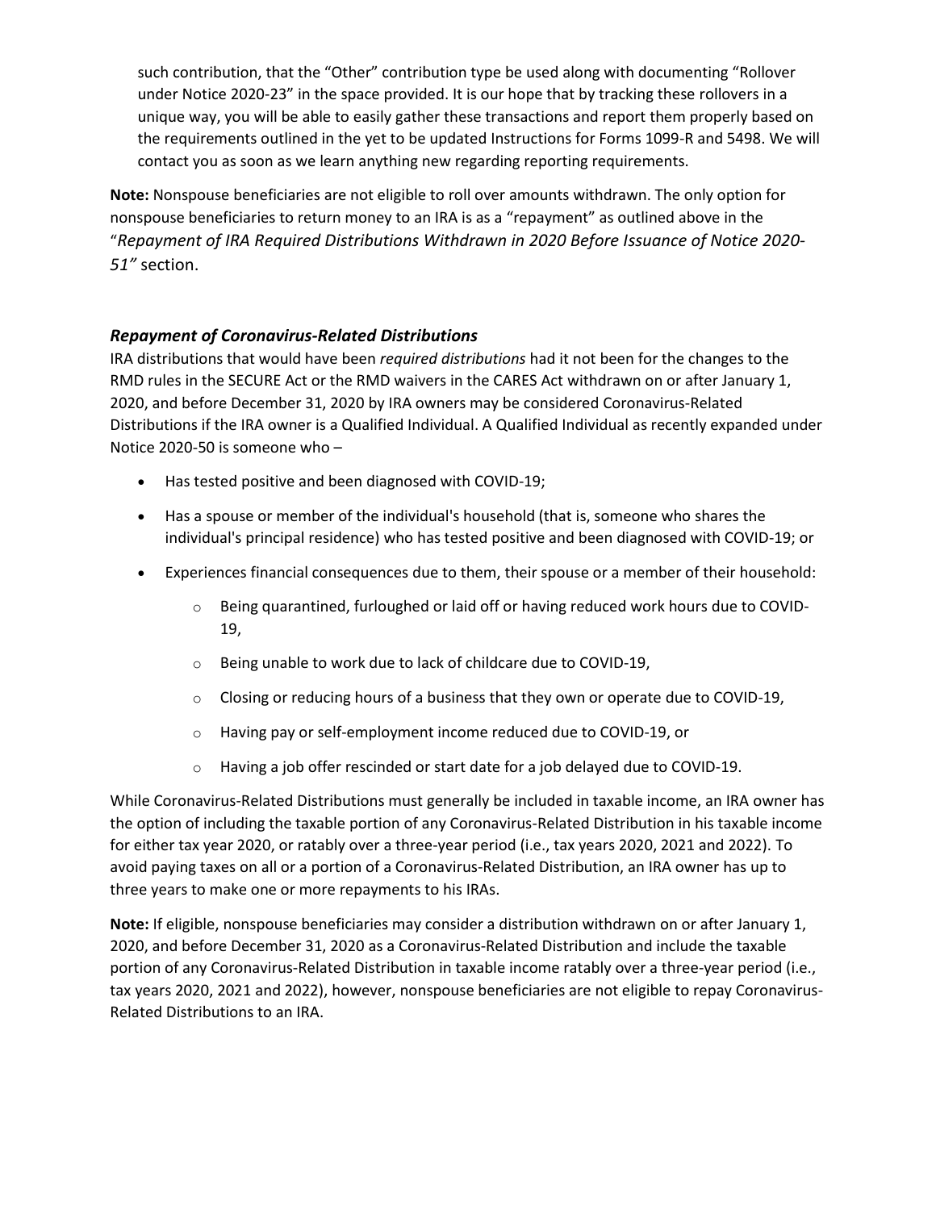such contribution, that the "Other" contribution type be used along with documenting "Rollover under Notice 2020-23" in the space provided. It is our hope that by tracking these rollovers in a unique way, you will be able to easily gather these transactions and report them properly based on the requirements outlined in the yet to be updated Instructions for Forms 1099-R and 5498. We will contact you as soon as we learn anything new regarding reporting requirements.

**Note:** Nonspouse beneficiaries are not eligible to roll over amounts withdrawn. The only option for nonspouse beneficiaries to return money to an IRA is as a "repayment" as outlined above in the "*Repayment of IRA Required Distributions Withdrawn in 2020 Before Issuance of Notice 2020-51"* section.

### *Repayment of Coronavirus-Related Distributions*

IRA distributions that would have been *required distributions* had it not been for the changes to the RMD rules in the SECURE Act or the RMD waivers in the CARES Act withdrawn on or after January 1, 2020, and before December 31, 2020 by IRA owners may be considered Coronavirus-Related Distributions if the IRA owner is a Qualified Individual. A Qualified Individual as recently expanded under Notice 2020-50 is someone who –

- Has tested positive and been diagnosed with COVID-19;
- Has a spouse or member of the individual's household (that is, someone who shares the individual's principal residence) who has tested positive and been diagnosed with COVID-19; or
- Experiences financial consequences due to them, their spouse or a member of their household:
    - Being quarantined, furloughed or laid off or having reduced work hours due to COVID-19,
    - Being unable to work due to lack of childcare due to COVID-19,
    - Closing or reducing hours of a business that they own or operate due to COVID-19,
    - Having pay or self-employment income reduced due to COVID-19, or
    - Having a job offer rescinded or start date for a job delayed due to COVID-19.

While Coronavirus-Related Distributions must generally be included in taxable income, an IRA owner has the option of including the taxable portion of any Coronavirus-Related Distribution in his taxable income for either tax year 2020, or ratably over a three-year period (i.e., tax years 2020, 2021 and 2022). To avoid paying taxes on all or a portion of a Coronavirus-Related Distribution, an IRA owner has up to three years to make one or more repayments to his IRAs.

**Note:** If eligible, nonspouse beneficiaries may consider a distribution withdrawn on or after January 1, 2020, and before December 31, 2020 as a Coronavirus-Related Distribution and include the taxable portion of any Coronavirus-Related Distribution in taxable income ratably over a three-year period (i.e., tax years 2020, 2021 and 2022), however, nonspouse beneficiaries are not eligible to repay Coronavirus-Related Distributions to an IRA.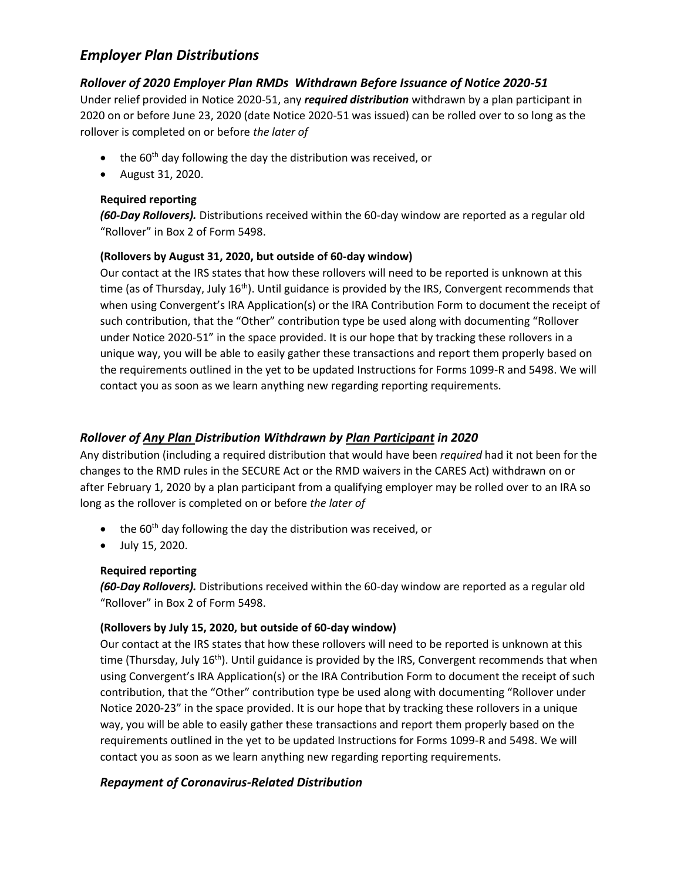# *Employer Plan Distributions*

## *Rollover of 2020 Employer Plan RMDs Withdrawn Before Issuance of Notice 2020-51*

Under relief provided in Notice 2020-51, any ***required distribution*** withdrawn by a plan participant in 2020 on or before June 23, 2020 (date Notice 2020-51 was issued) can be rolled over to so long as the rollover is completed on or before *the later of*

- the 60th day following the day the distribution was received, or
- August 31, 2020.

### Required reporting

***(60-Day Rollovers).*** Distributions received within the 60-day window are reported as a regular old "Rollover" in Box 2 of Form 5498.

**(Rollovers by August 31, 2020, but outside of 60-day window)**

Our contact at the IRS states that how these rollovers will need to be reported is unknown at this time (as of Thursday, July 16th). Until guidance is provided by the IRS, Convergent recommends that when using Convergent's IRA Application(s) or the IRA Contribution Form to document the receipt of such contribution, that the "Other" contribution type be used along with documenting "Rollover under Notice 2020-51" in the space provided. It is our hope that by tracking these rollovers in a unique way, you will be able to easily gather these transactions and report them properly based on the requirements outlined in the yet to be updated Instructions for Forms 1099-R and 5498. We will contact you as soon as we learn anything new regarding reporting requirements.

## *Rollover of <u>Any Plan</u> Distribution Withdrawn by <u>Plan Participant</u> in 2020*

Any distribution (including a required distribution that would have been *required* had it not been for the changes to the RMD rules in the SECURE Act or the RMD waivers in the CARES Act) withdrawn on or after February 1, 2020 by a plan participant from a qualifying employer may be rolled over to an IRA so long as the rollover is completed on or before *the later of*

- the 60th day following the day the distribution was received, or
- July 15, 2020.

### Required reporting

***(60-Day Rollovers).*** Distributions received within the 60-day window are reported as a regular old "Rollover" in Box 2 of Form 5498.

**(Rollovers by July 15, 2020, but outside of 60-day window)**

Our contact at the IRS states that how these rollovers will need to be reported is unknown at this time (Thursday, July 16th). Until guidance is provided by the IRS, Convergent recommends that when using Convergent's IRA Application(s) or the IRA Contribution Form to document the receipt of such contribution, that the "Other" contribution type be used along with documenting "Rollover under Notice 2020-23" in the space provided. It is our hope that by tracking these rollovers in a unique way, you will be able to easily gather these transactions and report them properly based on the requirements outlined in the yet to be updated Instructions for Forms 1099-R and 5498. We will contact you as soon as we learn anything new regarding reporting requirements.

## *Repayment of Coronavirus-Related Distribution*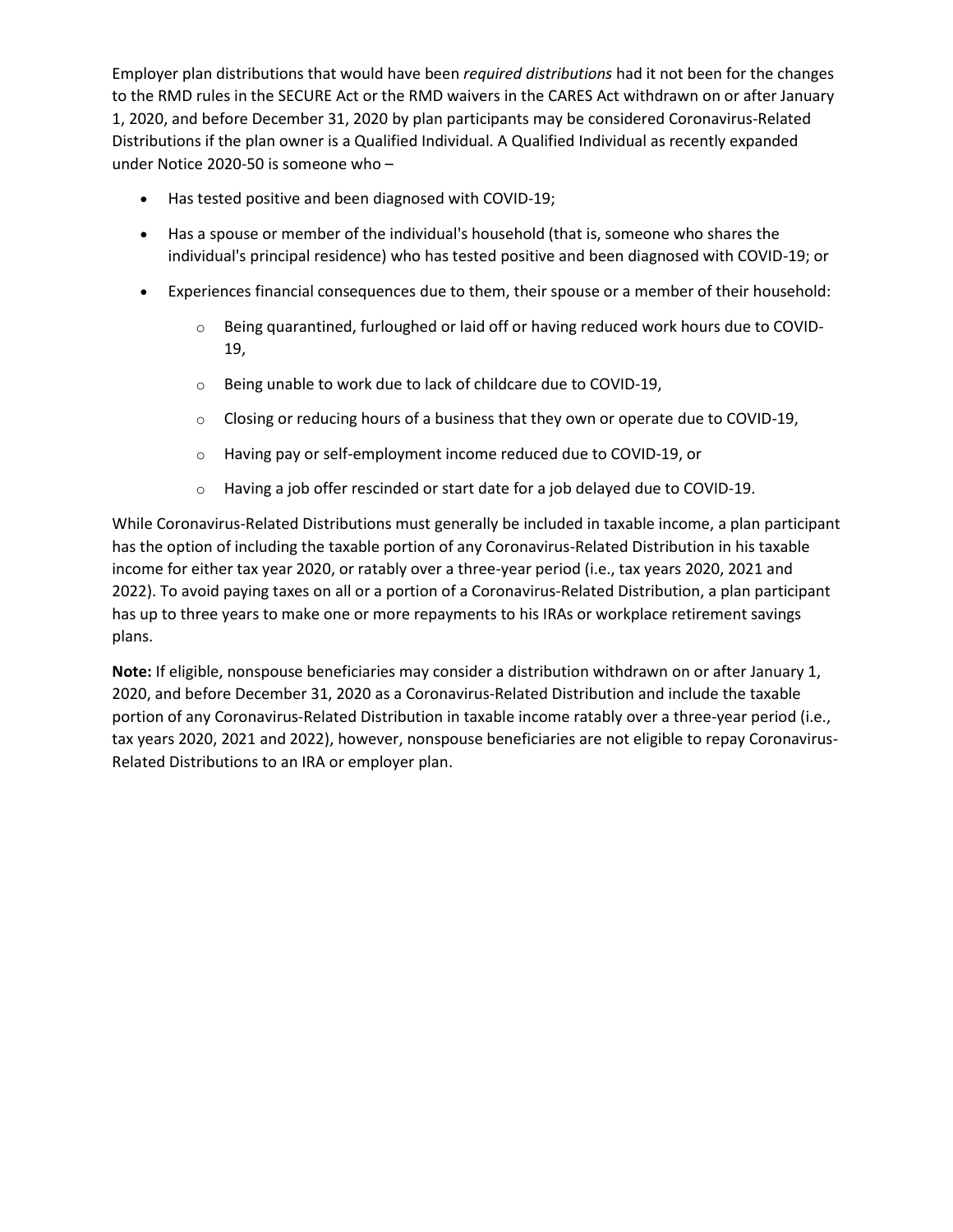Employer plan distributions that would have been *required distributions* had it not been for the changes to the RMD rules in the SECURE Act or the RMD waivers in the CARES Act withdrawn on or after January 1, 2020, and before December 31, 2020 by plan participants may be considered Coronavirus-Related Distributions if the plan owner is a Qualified Individual. A Qualified Individual as recently expanded under Notice 2020-50 is someone who –

- Has tested positive and been diagnosed with COVID-19;
- Has a spouse or member of the individual's household (that is, someone who shares the individual's principal residence) who has tested positive and been diagnosed with COVID-19; or
- Experiences financial consequences due to them, their spouse or a member of their household:
  - Being quarantined, furloughed or laid off or having reduced work hours due to COVID-19,
  - Being unable to work due to lack of childcare due to COVID-19,
  - Closing or reducing hours of a business that they own or operate due to COVID-19,
  - Having pay or self-employment income reduced due to COVID-19, or
  - Having a job offer rescinded or start date for a job delayed due to COVID-19.

While Coronavirus-Related Distributions must generally be included in taxable income, a plan participant has the option of including the taxable portion of any Coronavirus-Related Distribution in his taxable income for either tax year 2020, or ratably over a three-year period (i.e., tax years 2020, 2021 and 2022). To avoid paying taxes on all or a portion of a Coronavirus-Related Distribution, a plan participant has up to three years to make one or more repayments to his IRAs or workplace retirement savings plans.

**Note:** If eligible, nonspouse beneficiaries may consider a distribution withdrawn on or after January 1, 2020, and before December 31, 2020 as a Coronavirus-Related Distribution and include the taxable portion of any Coronavirus-Related Distribution in taxable income ratably over a three-year period (i.e., tax years 2020, 2021 and 2022), however, nonspouse beneficiaries are not eligible to repay Coronavirus-Related Distributions to an IRA or employer plan.